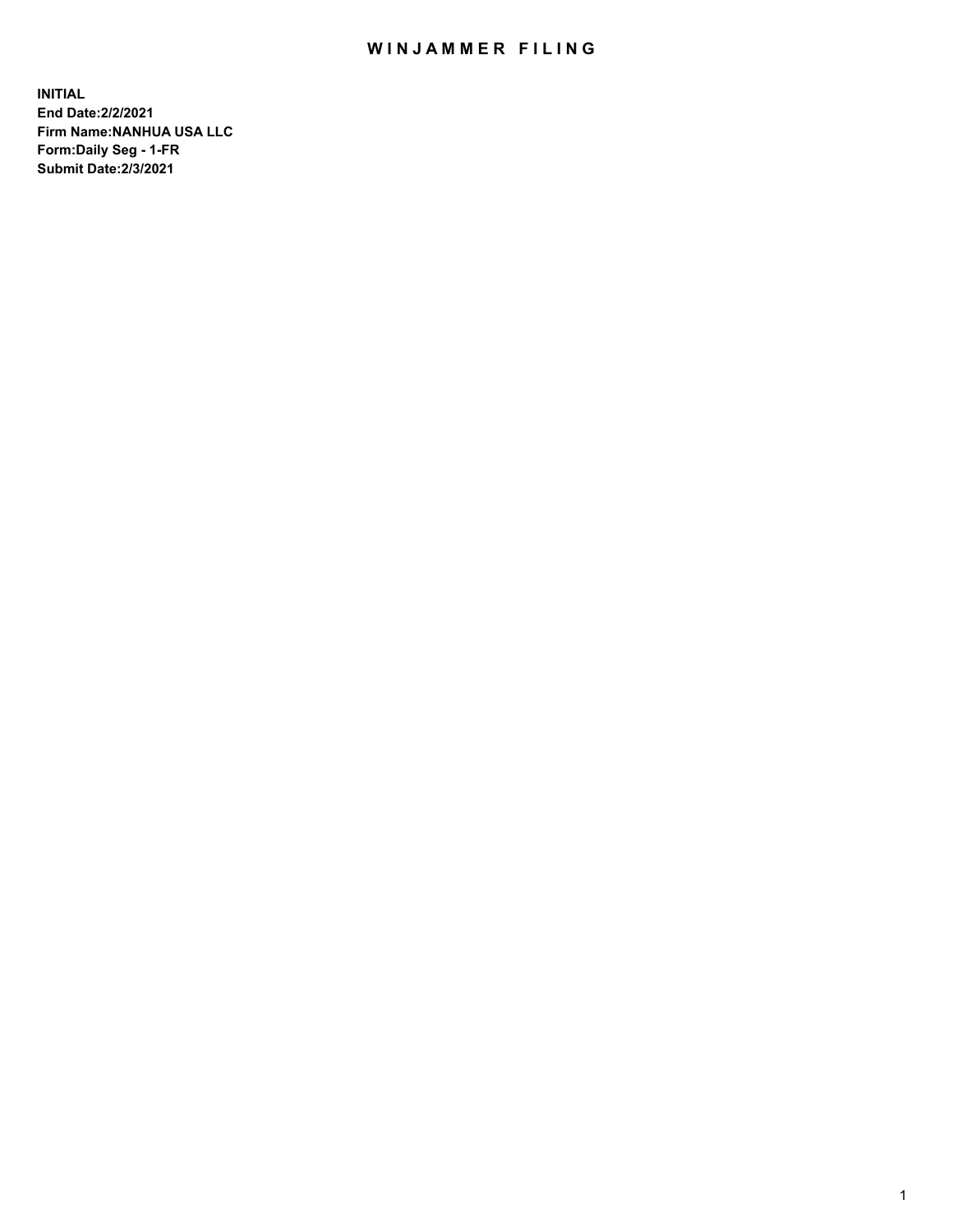# WINJAMMER FILING

**INITIAL**
**End Date:2/2/2021**
**Firm Name:NANHUA USA LLC**
**Form:Daily Seg - 1-FR**
**Submit Date:2/3/2021**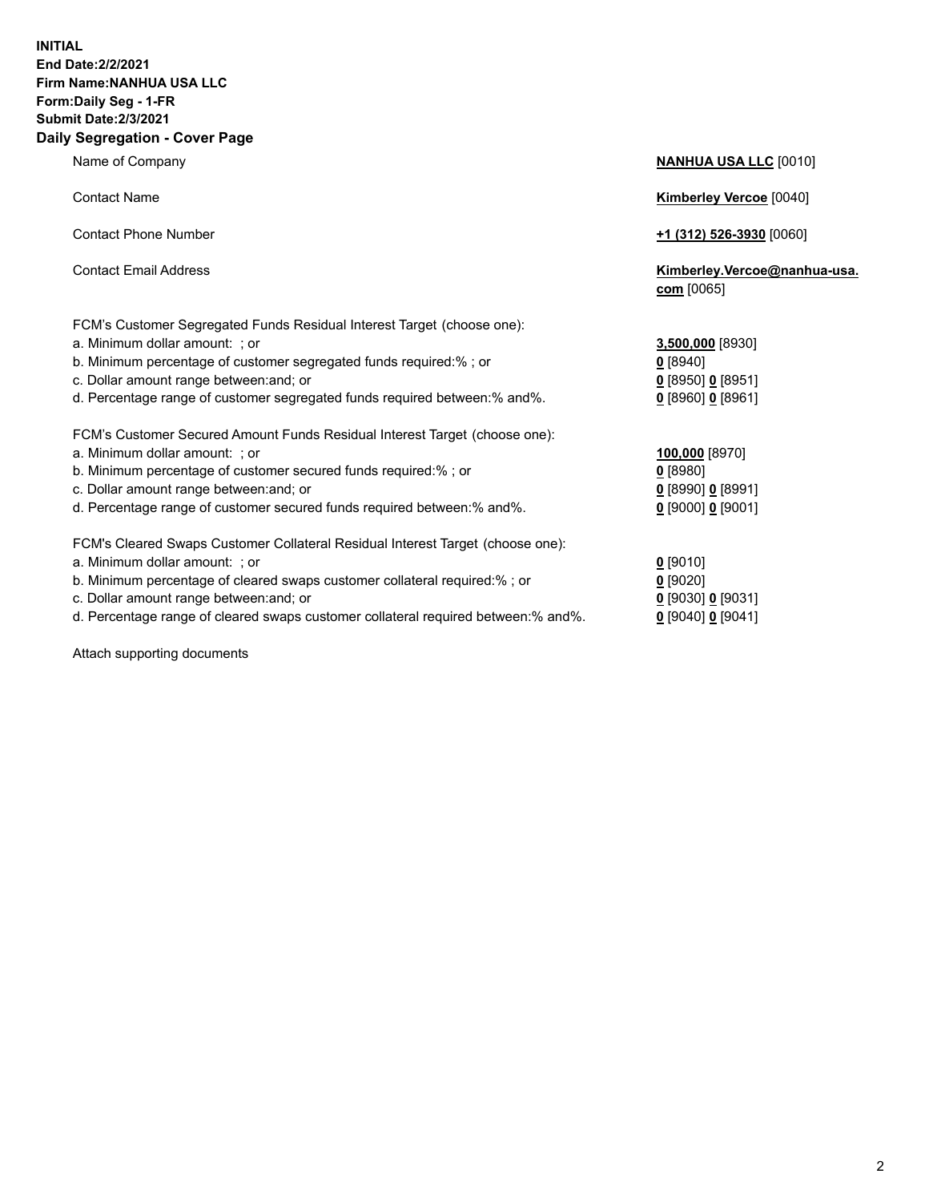**INITIAL**
**End Date:2/2/2021**
**Firm Name:NANHUA USA LLC**
**Form:Daily Seg - 1-FR**
**Submit Date:2/3/2021**

## Daily Segregation - Cover Page

| | |
|---|---|
| Name of Company | **NANHUA USA LLC** [0010] |
| Contact Name | **Kimberley Vercoe** [0040] |
| Contact Phone Number | **+1 (312) 526-3930** [0060] |
| Contact Email Address | **Kimberley.Vercoe@nanhua-usa.com** [0065] |
| FCM's Customer Segregated Funds Residual Interest Target (choose one): | |
| a. Minimum dollar amount: ; or | **3,500,000** [8930] |
| b. Minimum percentage of customer segregated funds required:% ; or | **0** [8940] |
| c. Dollar amount range between:and; or | **0** [8950] **0** [8951] |
| d. Percentage range of customer segregated funds required between:% and%. | **0** [8960] **0** [8961] |
| FCM's Customer Secured Amount Funds Residual Interest Target (choose one): | |
| a. Minimum dollar amount: ; or | **100,000** [8970] |
| b. Minimum percentage of customer secured funds required:% ; or | **0** [8980] |
| c. Dollar amount range between:and; or | **0** [8990] **0** [8991] |
| d. Percentage range of customer secured funds required between:% and%. | **0** [9000] **0** [9001] |
| FCM's Cleared Swaps Customer Collateral Residual Interest Target (choose one): | |
| a. Minimum dollar amount: ; or | **0** [9010] |
| b. Minimum percentage of cleared swaps customer collateral required:% ; or | **0** [9020] |
| c. Dollar amount range between:and; or | **0** [9030] **0** [9031] |
| d. Percentage range of cleared swaps customer collateral required between:% and%. | **0** [9040] **0** [9041] |

Attach supporting documents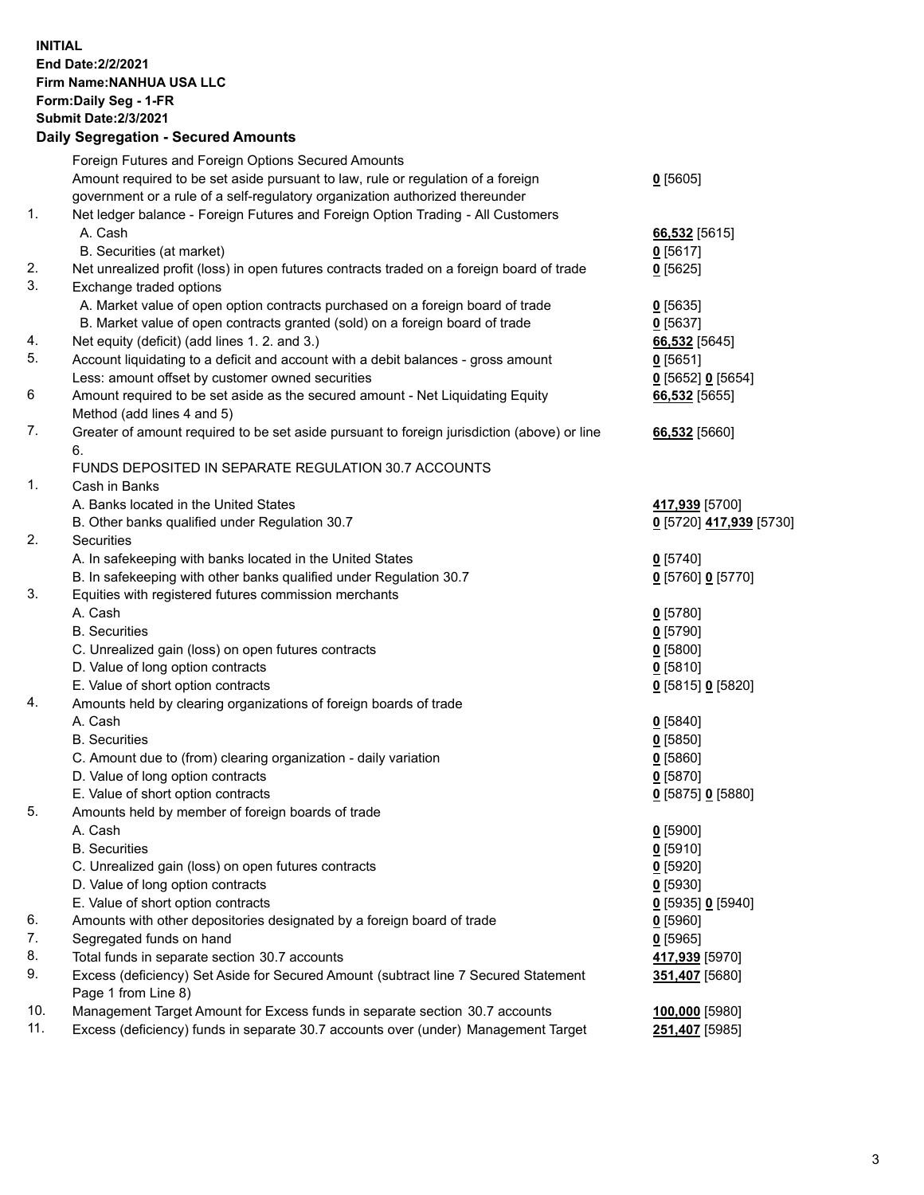**INITIAL**
**End Date:2/2/2021**
**Firm Name:NANHUA USA LLC**
**Form:Daily Seg - 1-FR**
**Submit Date:2/3/2021**

## Daily Segregation - Secured Amounts

| | | |
|---|---|---|
| | Foreign Futures and Foreign Options Secured Amounts | |
| | Amount required to be set aside pursuant to law, rule or regulation of a foreign government or a rule of a self-regulatory organization authorized thereunder | **0** [5605] |
| 1. | Net ledger balance - Foreign Futures and Foreign Option Trading - All Customers | |
| | A. Cash | **66,532** [5615] |
| | B. Securities (at market) | **0** [5617] |
| 2. | Net unrealized profit (loss) in open futures contracts traded on a foreign board of trade | **0** [5625] |
| 3. | Exchange traded options | |
| | A. Market value of open option contracts purchased on a foreign board of trade | **0** [5635] |
| | B. Market value of open contracts granted (sold) on a foreign board of trade | **0** [5637] |
| 4. | Net equity (deficit) (add lines 1. 2. and 3.) | **66,532** [5645] |
| 5. | Account liquidating to a deficit and account with a debit balances - gross amount | **0** [5651] |
| | Less: amount offset by customer owned securities | **0** [5652] **0** [5654] |
| 6 | Amount required to be set aside as the secured amount - Net Liquidating Equity Method (add lines 4 and 5) | **66,532** [5655] |
| 7. | Greater of amount required to be set aside pursuant to foreign jurisdiction (above) or line 6. | **66,532** [5660] |
| | FUNDS DEPOSITED IN SEPARATE REGULATION 30.7 ACCOUNTS | |
| 1. | Cash in Banks | |
| | A. Banks located in the United States | **417,939** [5700] |
| | B. Other banks qualified under Regulation 30.7 | **0** [5720] **417,939** [5730] |
| 2. | Securities | |
| | A. In safekeeping with banks located in the United States | **0** [5740] |
| | B. In safekeeping with other banks qualified under Regulation 30.7 | **0** [5760] **0** [5770] |
| 3. | Equities with registered futures commission merchants | |
| | A. Cash | **0** [5780] |
| | B. Securities | **0** [5790] |
| | C. Unrealized gain (loss) on open futures contracts | **0** [5800] |
| | D. Value of long option contracts | **0** [5810] |
| | E. Value of short option contracts | **0** [5815] **0** [5820] |
| 4. | Amounts held by clearing organizations of foreign boards of trade | |
| | A. Cash | **0** [5840] |
| | B. Securities | **0** [5850] |
| | C. Amount due to (from) clearing organization - daily variation | **0** [5860] |
| | D. Value of long option contracts | **0** [5870] |
| | E. Value of short option contracts | **0** [5875] **0** [5880] |
| 5. | Amounts held by member of foreign boards of trade | |
| | A. Cash | **0** [5900] |
| | B. Securities | **0** [5910] |
| | C. Unrealized gain (loss) on open futures contracts | **0** [5920] |
| | D. Value of long option contracts | **0** [5930] |
| | E. Value of short option contracts | **0** [5935] **0** [5940] |
| 6. | Amounts with other depositories designated by a foreign board of trade | **0** [5960] |
| 7. | Segregated funds on hand | **0** [5965] |
| 8. | Total funds in separate section 30.7 accounts | **417,939** [5970] |
| 9. | Excess (deficiency) Set Aside for Secured Amount (subtract line 7 Secured Statement Page 1 from Line 8) | **351,407** [5680] |
| 10. | Management Target Amount for Excess funds in separate section 30.7 accounts | **100,000** [5980] |
| 11. | Excess (deficiency) funds in separate 30.7 accounts over (under) Management Target | **251,407** [5985] |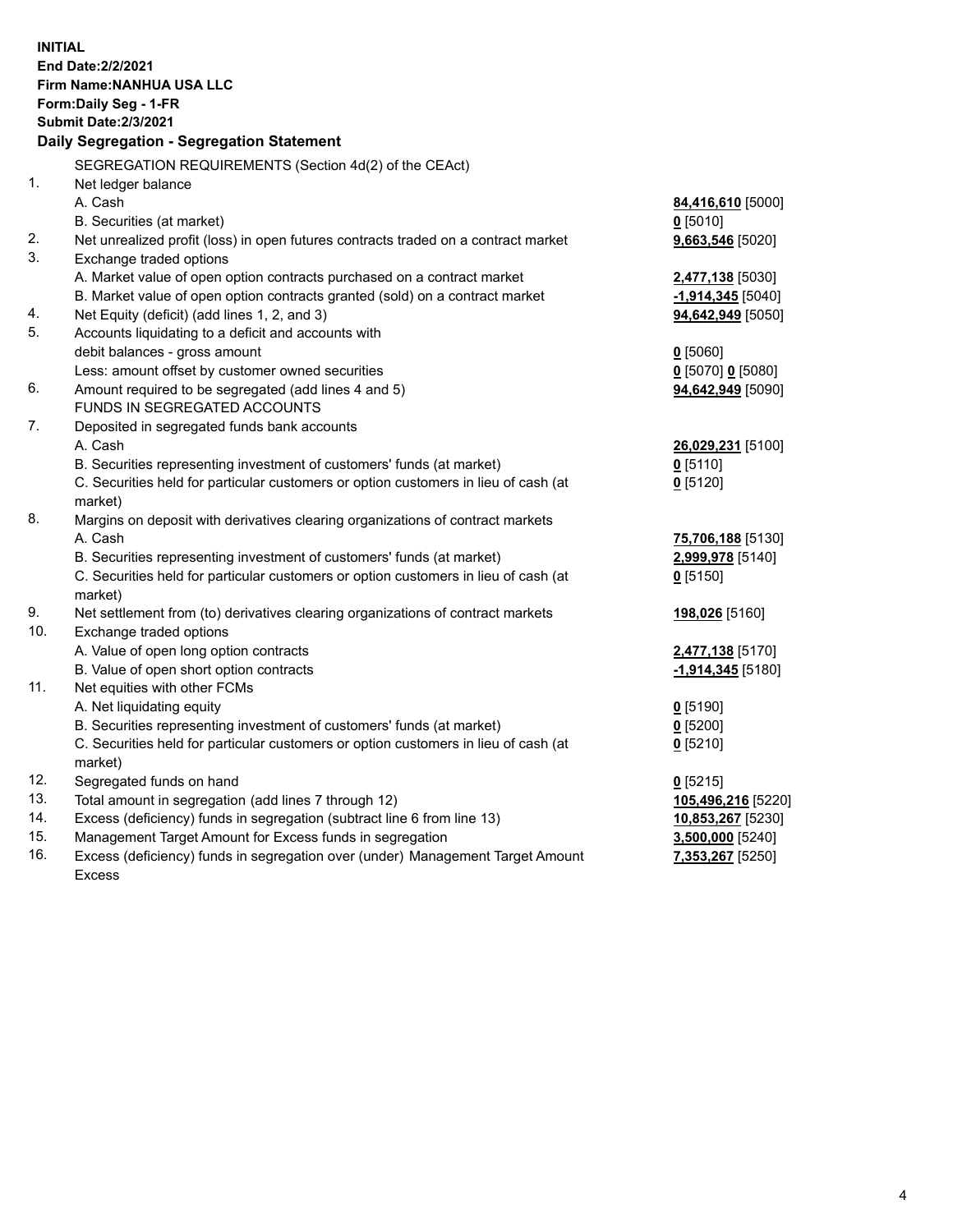**INITIAL**
**End Date:2/2/2021**
**Firm Name:NANHUA USA LLC**
**Form:Daily Seg - 1-FR**
**Submit Date:2/3/2021**

## Daily Segregation - Segregation Statement

SEGREGATION REQUIREMENTS (Section 4d(2) of the CEAct)

| | | |
|---|---|---|
| 1. | Net ledger balance | |
| | A. Cash | **84,416,610** [5000] |
| | B. Securities (at market) | **0** [5010] |
| 2. | Net unrealized profit (loss) in open futures contracts traded on a contract market | **9,663,546** [5020] |
| 3. | Exchange traded options | |
| | A. Market value of open option contracts purchased on a contract market | **2,477,138** [5030] |
| | B. Market value of open option contracts granted (sold) on a contract market | **-1,914,345** [5040] |
| 4. | Net Equity (deficit) (add lines 1, 2, and 3) | **94,642,949** [5050] |
| 5. | Accounts liquidating to a deficit and accounts with debit balances - gross amount | **0** [5060] |
| | Less: amount offset by customer owned securities | **0** [5070] **0** [5080] |
| 6. | Amount required to be segregated (add lines 4 and 5) | **94,642,949** [5090] |
| | FUNDS IN SEGREGATED ACCOUNTS | |
| 7. | Deposited in segregated funds bank accounts | |
| | A. Cash | **26,029,231** [5100] |
| | B. Securities representing investment of customers' funds (at market) | **0** [5110] |
| | C. Securities held for particular customers or option customers in lieu of cash (at market) | **0** [5120] |
| 8. | Margins on deposit with derivatives clearing organizations of contract markets | |
| | A. Cash | **75,706,188** [5130] |
| | B. Securities representing investment of customers' funds (at market) | **2,999,978** [5140] |
| | C. Securities held for particular customers or option customers in lieu of cash (at market) | **0** [5150] |
| 9. | Net settlement from (to) derivatives clearing organizations of contract markets | **198,026** [5160] |
| 10. | Exchange traded options | |
| | A. Value of open long option contracts | **2,477,138** [5170] |
| | B. Value of open short option contracts | **-1,914,345** [5180] |
| 11. | Net equities with other FCMs | |
| | A. Net liquidating equity | **0** [5190] |
| | B. Securities representing investment of customers' funds (at market) | **0** [5200] |
| | C. Securities held for particular customers or option customers in lieu of cash (at market) | **0** [5210] |
| 12. | Segregated funds on hand | **0** [5215] |
| 13. | Total amount in segregation (add lines 7 through 12) | **105,496,216** [5220] |
| 14. | Excess (deficiency) funds in segregation (subtract line 6 from line 13) | **10,853,267** [5230] |
| 15. | Management Target Amount for Excess funds in segregation | **3,500,000** [5240] |
| 16. | Excess (deficiency) funds in segregation over (under) Management Target Amount Excess | **7,353,267** [5250] |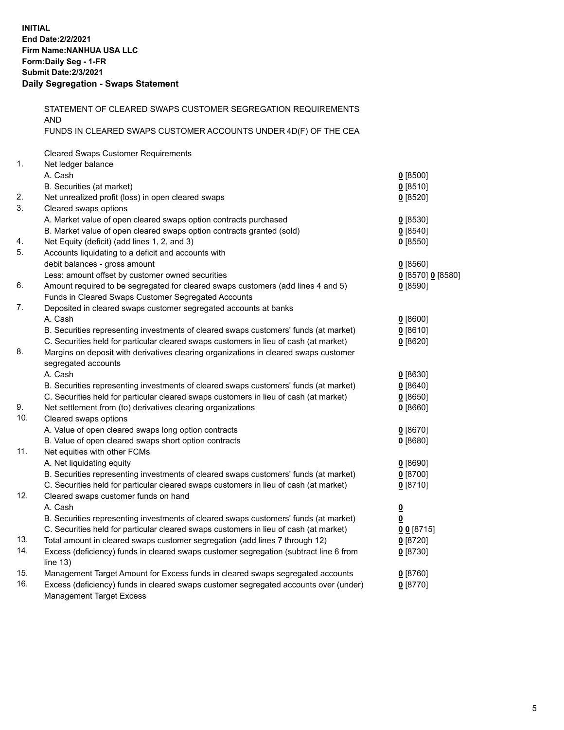**INITIAL**
**End Date:2/2/2021**
**Firm Name:NANHUA USA LLC**
**Form:Daily Seg - 1-FR**
**Submit Date:2/3/2021**
**Daily Segregation - Swaps Statement**

STATEMENT OF CLEARED SWAPS CUSTOMER SEGREGATION REQUIREMENTS AND FUNDS IN CLEARED SWAPS CUSTOMER ACCOUNTS UNDER 4D(F) OF THE CEA

| | | |
|---|---|---|
| | Cleared Swaps Customer Requirements | |
| 1. | Net ledger balance | |
| | A. Cash | 0 [8500] |
| | B. Securities (at market) | 0 [8510] |
| 2. | Net unrealized profit (loss) in open cleared swaps | 0 [8520] |
| 3. | Cleared swaps options | |
| | A. Market value of open cleared swaps option contracts purchased | 0 [8530] |
| | B. Market value of open cleared swaps option contracts granted (sold) | 0 [8540] |
| 4. | Net Equity (deficit) (add lines 1, 2, and 3) | 0 [8550] |
| 5. | Accounts liquidating to a deficit and accounts with debit balances - gross amount | 0 [8560] |
| | Less: amount offset by customer owned securities | 0 [8570] 0 [8580] |
| 6. | Amount required to be segregated for cleared swaps customers (add lines 4 and 5) | 0 [8590] |
| | Funds in Cleared Swaps Customer Segregated Accounts | |
| 7. | Deposited in cleared swaps customer segregated accounts at banks | |
| | A. Cash | 0 [8600] |
| | B. Securities representing investments of cleared swaps customers' funds (at market) | 0 [8610] |
| | C. Securities held for particular cleared swaps customers in lieu of cash (at market) | 0 [8620] |
| 8. | Margins on deposit with derivatives clearing organizations in cleared swaps customer segregated accounts | |
| | A. Cash | 0 [8630] |
| | B. Securities representing investments of cleared swaps customers' funds (at market) | 0 [8640] |
| | C. Securities held for particular cleared swaps customers in lieu of cash (at market) | 0 [8650] |
| 9. | Net settlement from (to) derivatives clearing organizations | 0 [8660] |
| 10. | Cleared swaps options | |
| | A. Value of open cleared swaps long option contracts | 0 [8670] |
| | B. Value of open cleared swaps short option contracts | 0 [8680] |
| 11. | Net equities with other FCMs | |
| | A. Net liquidating equity | 0 [8690] |
| | B. Securities representing investments of cleared swaps customers' funds (at market) | 0 [8700] |
| | C. Securities held for particular cleared swaps customers in lieu of cash (at market) | 0 [8710] |
| 12. | Cleared swaps customer funds on hand | |
| | A. Cash | 0 |
| | B. Securities representing investments of cleared swaps customers' funds (at market) | 0 |
| | C. Securities held for particular cleared swaps customers in lieu of cash (at market) | 0 0 [8715] |
| 13. | Total amount in cleared swaps customer segregation (add lines 7 through 12) | 0 [8720] |
| 14. | Excess (deficiency) funds in cleared swaps customer segregation (subtract line 6 from line 13) | 0 [8730] |
| 15. | Management Target Amount for Excess funds in cleared swaps segregated accounts | 0 [8760] |
| 16. | Excess (deficiency) funds in cleared swaps customer segregated accounts over (under) Management Target Excess | 0 [8770] |